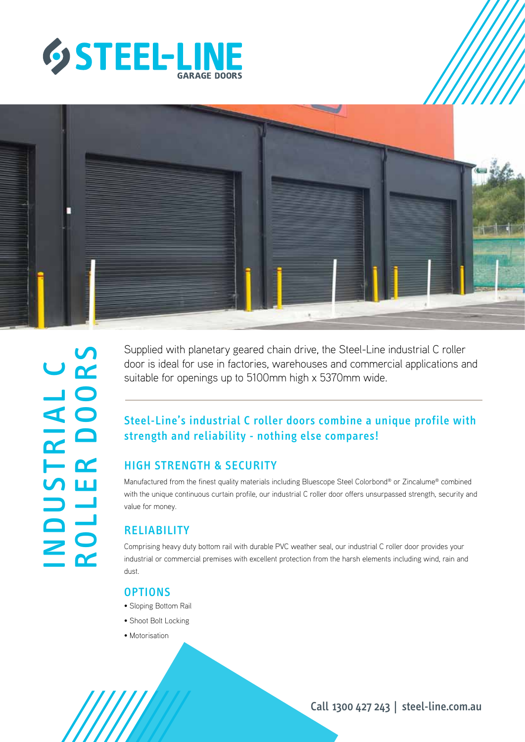# STEEL-LINE GARAGE DOORS

# INDUSTRIAL C ROLLER DOORS

Supplied with planetary geared chain drive, the Steel-Line industrial C roller door is ideal for use in factories, warehouses and commercial applications and suitable for openings up to 5100mm high x 5370mm wide.

**Steel-Line's industrial C roller doors combine a unique profile with strength and reliability - nothing else compares!**

## HIGH STRENGTH & SECURITY

Manufactured from the finest quality materials including Bluescope Steel Colorbond® or Zincalume® combined with the unique continuous curtain profile, our industrial C roller door offers unsurpassed strength, security and value for money.

## RELIABILITY

Comprising heavy duty bottom rail with durable PVC weather seal, our industrial C roller door provides your industrial or commercial premises with excellent protection from the harsh elements including wind, rain and dust.

## OPTIONS

- Sloping Bottom Rail
- Shoot Bolt Locking
- Motorisation

Call 1300 427 243 | steel-line.com.au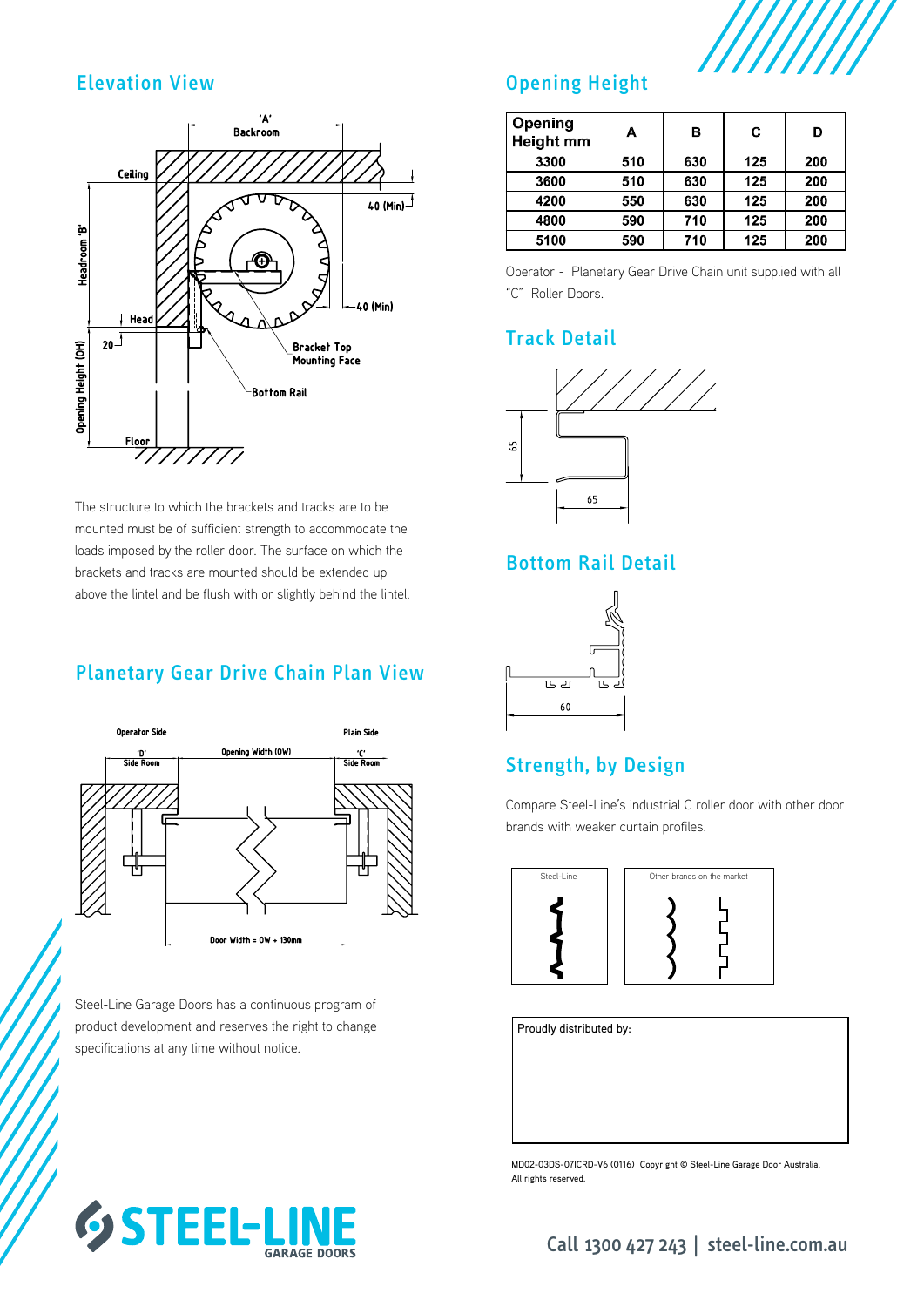## Elevation View

'A'
Backroom
Ceiling
Headroom 'B'
40 (Min)
40 (Min)
Head
20
Bracket Top
Mounting Face
Bottom Rail
Opening Height (OH)
Floor

The structure to which the brackets and tracks are to be mounted must be of sufficient strength to accommodate the loads imposed by the roller door. The surface on which the brackets and tracks are mounted should be extended up above the lintel and be flush with or slightly behind the lintel.

## Planetary Gear Drive Chain Plan View

Operator Side
Plain Side
'D'
Side Room
Opening Width (OW)
'C'
Side Room
Door Width = OW + 130mm

Steel-Line Garage Doors has a continuous program of product development and reserves the right to change specifications at any time without notice.

## Opening Height

| Opening Height mm | A | B | C | D |
|---|---|---|---|---|
| 3300 | 510 | 630 | 125 | 200 |
| 3600 | 510 | 630 | 125 | 200 |
| 4200 | 550 | 630 | 125 | 200 |
| 4800 | 590 | 710 | 125 | 200 |
| 5100 | 590 | 710 | 125 | 200 |

Operator - Planetary Gear Drive Chain unit supplied with all "C" Roller Doors.

## Track Detail

65
65

## Bottom Rail Detail

60

## Strength, by Design

Compare Steel-Line's industrial C roller door with other door brands with weaker curtain profiles.

Steel-Line
Other brands on the market

Proudly distributed by:

MD02-03DS-07ICRD-V6 (0116) Copyright © Steel-Line Garage Door Australia. All rights reserved.

STEEL-LINE GARAGE DOORS

Call 1300 427 243 | steel-line.com.au